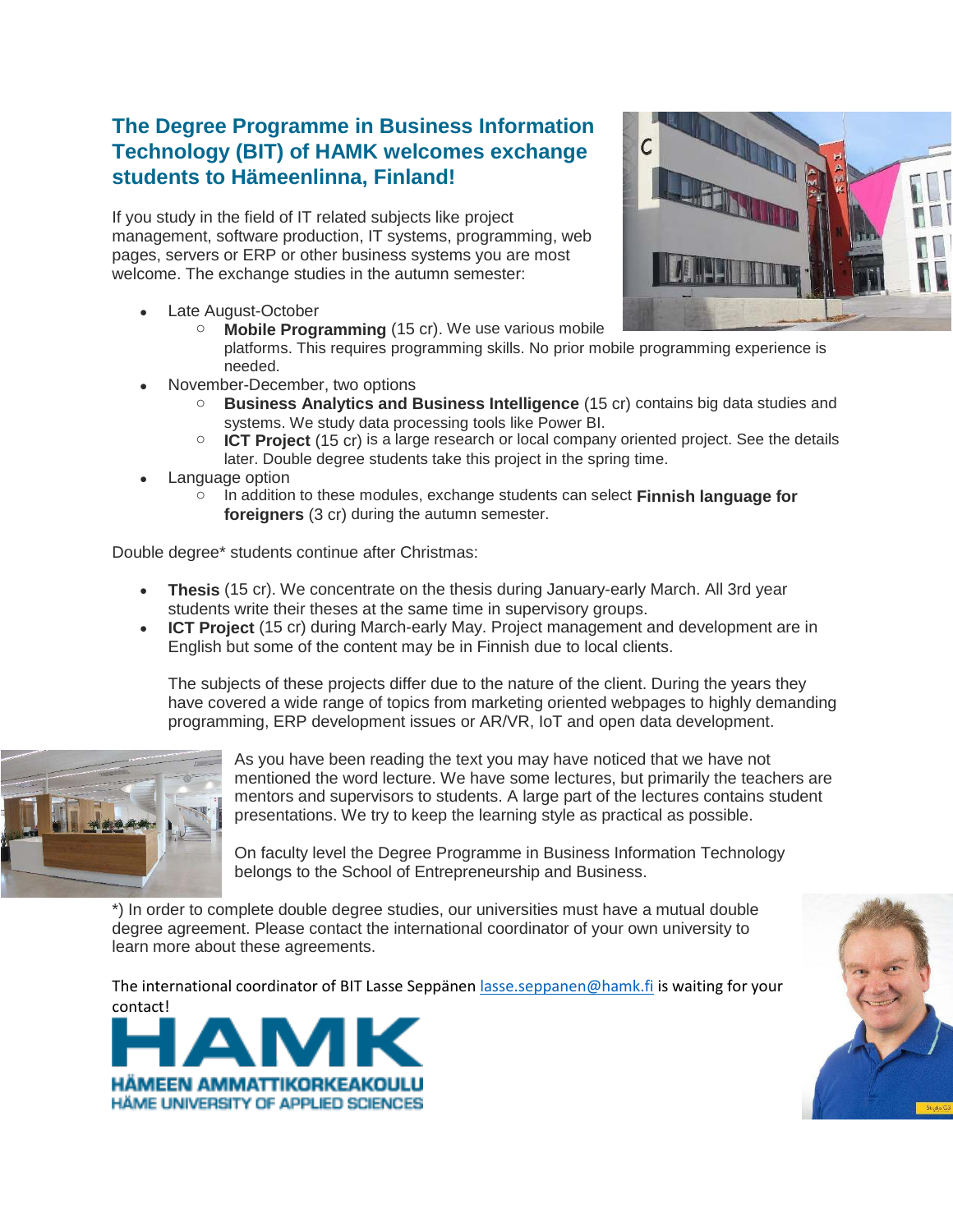# The Degree Programme in Business Information Technology (BIT) of HAMK welcomes exchange students to Hämeenlinna, Finland!

If you study in the field of IT related subjects like project management, software production, IT systems, programming, web pages, servers or ERP or other business systems you are most welcome. The exchange studies in the autumn semester:

- Late August-October
  - **Mobile Programming** (15 cr). We use various mobile platforms. This requires programming skills. No prior mobile programming experience is needed.
- November-December, two options
  - **Business Analytics and Business Intelligence** (15 cr) contains big data studies and systems. We study data processing tools like Power BI.
  - **ICT Project** (15 cr) is a large research or local company oriented project. See the details later. Double degree students take this project in the spring time.
- Language option
  - In addition to these modules, exchange students can select **Finnish language for foreigners** (3 cr) during the autumn semester.

Double degree* students continue after Christmas:

- **Thesis** (15 cr). We concentrate on the thesis during January-early March. All 3rd year students write their theses at the same time in supervisory groups.
- **ICT Project** (15 cr) during March-early May. Project management and development are in English but some of the content may be in Finnish due to local clients.

  The subjects of these projects differ due to the nature of the client. During the years they have covered a wide range of topics from marketing oriented webpages to highly demanding programming, ERP development issues or AR/VR, IoT and open data development.

As you have been reading the text you may have noticed that we have not mentioned the word lecture. We have some lectures, but primarily the teachers are mentors and supervisors to students. A large part of the lectures contains student presentations. We try to keep the learning style as practical as possible.

On faculty level the Degree Programme in Business Information Technology belongs to the School of Entrepreneurship and Business.

*) In order to complete double degree studies, our universities must have a mutual double degree agreement. Please contact the international coordinator of your own university to learn more about these agreements.

The international coordinator of BIT Lasse Seppänen [lasse.seppanen@hamk.fi](mailto:lasse.seppanen@hamk.fi) is waiting for your contact!

HAMK
HÄMEEN AMMATTIKORKEAKOULU
HÄME UNIVERSITY OF APPLIED SCIENCES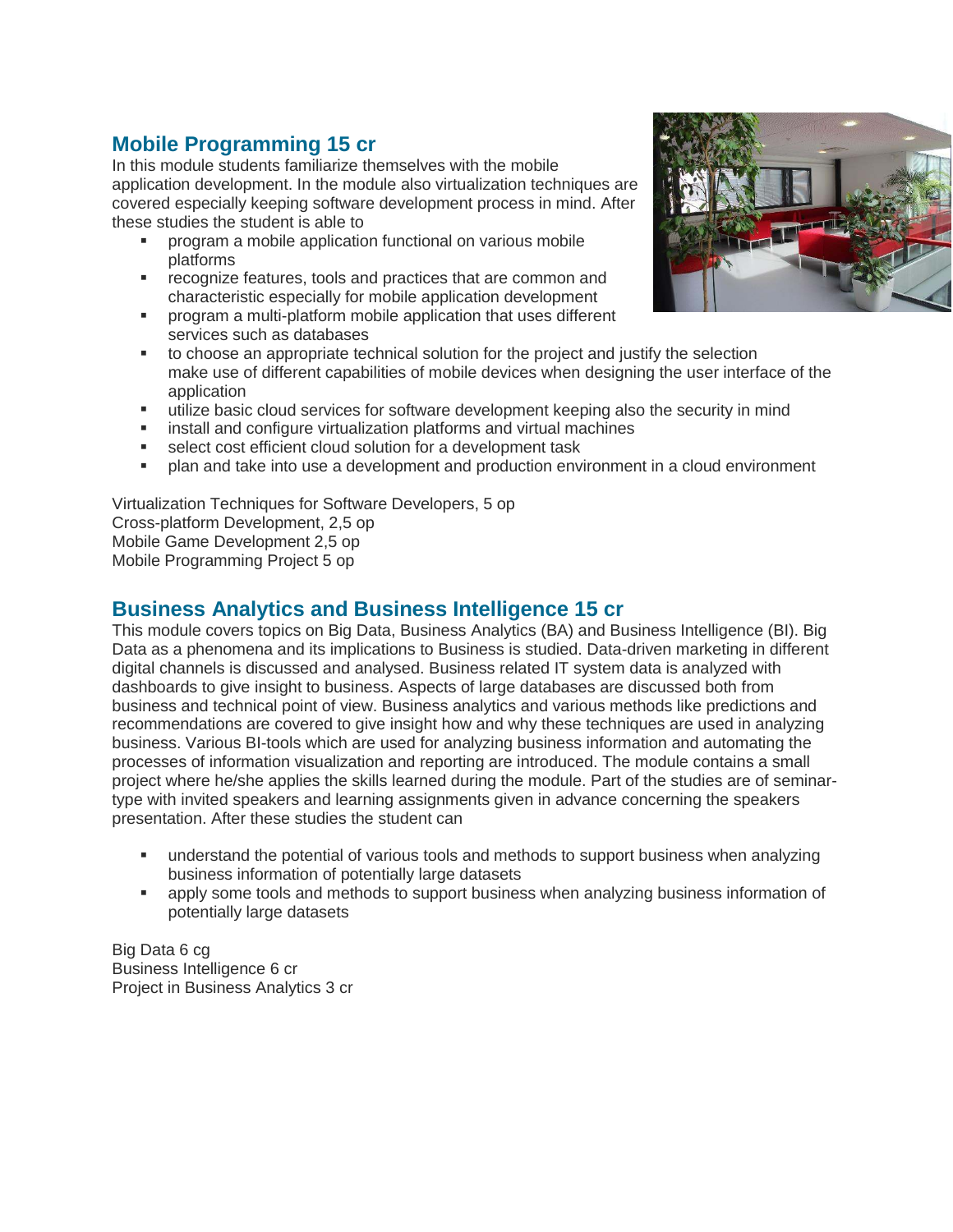## Mobile Programming 15 cr

In this module students familiarize themselves with the mobile application development. In the module also virtualization techniques are covered especially keeping software development process in mind. After these studies the student is able to

- program a mobile application functional on various mobile platforms
- recognize features, tools and practices that are common and characteristic especially for mobile application development
- program a multi-platform mobile application that uses different services such as databases
- to choose an appropriate technical solution for the project and justify the selection make use of different capabilities of mobile devices when designing the user interface of the application
- utilize basic cloud services for software development keeping also the security in mind
- install and configure virtualization platforms and virtual machines
- select cost efficient cloud solution for a development task
- plan and take into use a development and production environment in a cloud environment

Virtualization Techniques for Software Developers, 5 op
Cross-platform Development, 2,5 op
Mobile Game Development 2,5 op
Mobile Programming Project 5 op

## Business Analytics and Business Intelligence 15 cr

This module covers topics on Big Data, Business Analytics (BA) and Business Intelligence (BI). Big Data as a phenomena and its implications to Business is studied. Data-driven marketing in different digital channels is discussed and analysed. Business related IT system data is analyzed with dashboards to give insight to business. Aspects of large databases are discussed both from business and technical point of view. Business analytics and various methods like predictions and recommendations are covered to give insight how and why these techniques are used in analyzing business. Various BI-tools which are used for analyzing business information and automating the processes of information visualization and reporting are introduced. The module contains a small project where he/she applies the skills learned during the module. Part of the studies are of seminar-type with invited speakers and learning assignments given in advance concerning the speakers presentation. After these studies the student can

- understand the potential of various tools and methods to support business when analyzing business information of potentially large datasets
- apply some tools and methods to support business when analyzing business information of potentially large datasets

Big Data 6 cg
Business Intelligence 6 cr
Project in Business Analytics 3 cr